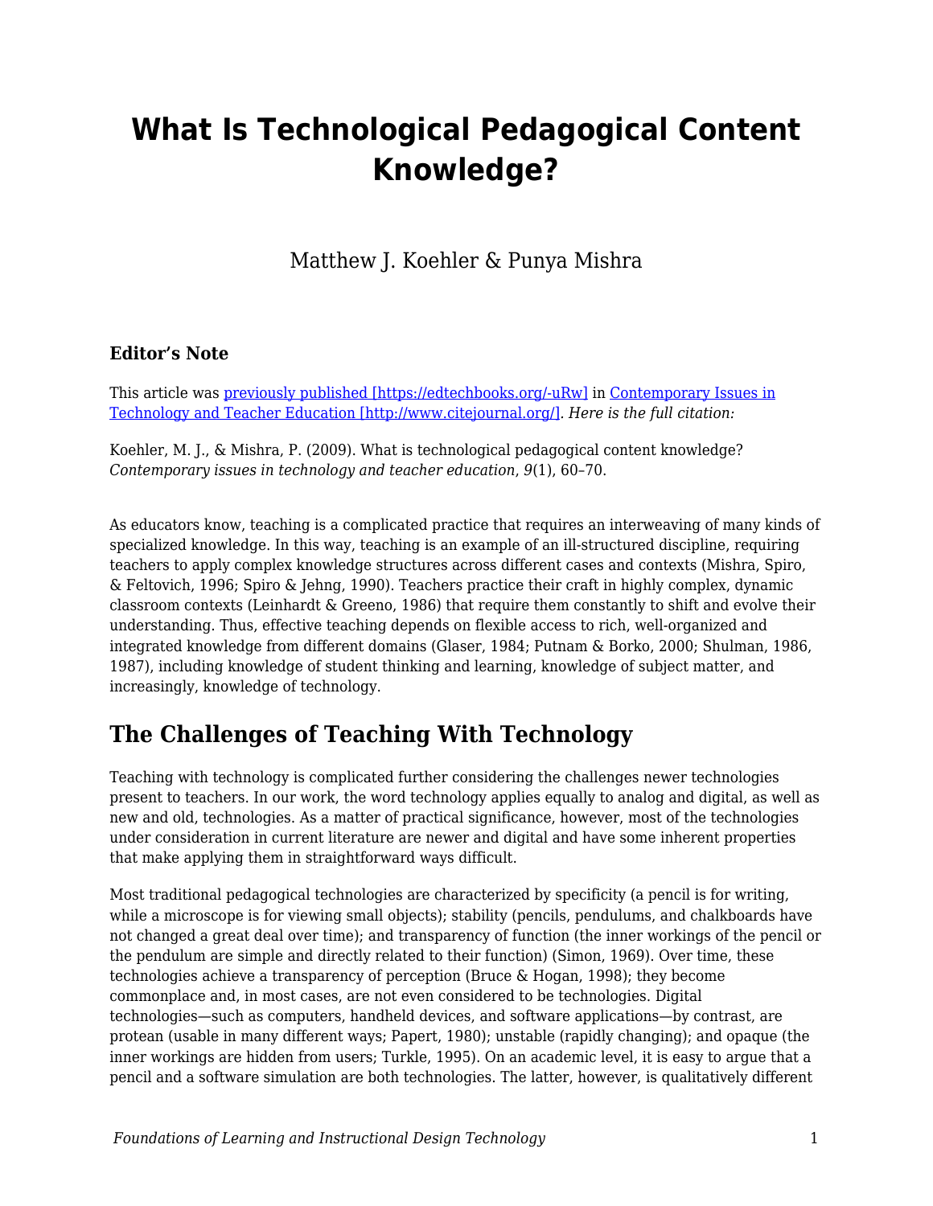# What Is Technological Pedagogical Content Knowledge?

Matthew J. Koehler & Punya Mishra

### Editor's Note

This article was [previously published [https://edtechbooks.org/-uRw]](https://edtechbooks.org/-uRw) in [Contemporary Issues in Technology and Teacher Education [http://www.citejournal.org/]](http://www.citejournal.org/). *Here is the full citation:*

Koehler, M. J., & Mishra, P. (2009). What is technological pedagogical content knowledge? *Contemporary issues in technology and teacher education*, *9*(1), 60–70.

As educators know, teaching is a complicated practice that requires an interweaving of many kinds of specialized knowledge. In this way, teaching is an example of an ill-structured discipline, requiring teachers to apply complex knowledge structures across different cases and contexts (Mishra, Spiro, & Feltovich, 1996; Spiro & Jehng, 1990). Teachers practice their craft in highly complex, dynamic classroom contexts (Leinhardt & Greeno, 1986) that require them constantly to shift and evolve their understanding. Thus, effective teaching depends on flexible access to rich, well-organized and integrated knowledge from different domains (Glaser, 1984; Putnam & Borko, 2000; Shulman, 1986, 1987), including knowledge of student thinking and learning, knowledge of subject matter, and increasingly, knowledge of technology.

## The Challenges of Teaching With Technology

Teaching with technology is complicated further considering the challenges newer technologies present to teachers. In our work, the word technology applies equally to analog and digital, as well as new and old, technologies. As a matter of practical significance, however, most of the technologies under consideration in current literature are newer and digital and have some inherent properties that make applying them in straightforward ways difficult.

Most traditional pedagogical technologies are characterized by specificity (a pencil is for writing, while a microscope is for viewing small objects); stability (pencils, pendulums, and chalkboards have not changed a great deal over time); and transparency of function (the inner workings of the pencil or the pendulum are simple and directly related to their function) (Simon, 1969). Over time, these technologies achieve a transparency of perception (Bruce & Hogan, 1998); they become commonplace and, in most cases, are not even considered to be technologies. Digital technologies—such as computers, handheld devices, and software applications—by contrast, are protean (usable in many different ways; Papert, 1980); unstable (rapidly changing); and opaque (the inner workings are hidden from users; Turkle, 1995). On an academic level, it is easy to argue that a pencil and a software simulation are both technologies. The latter, however, is qualitatively different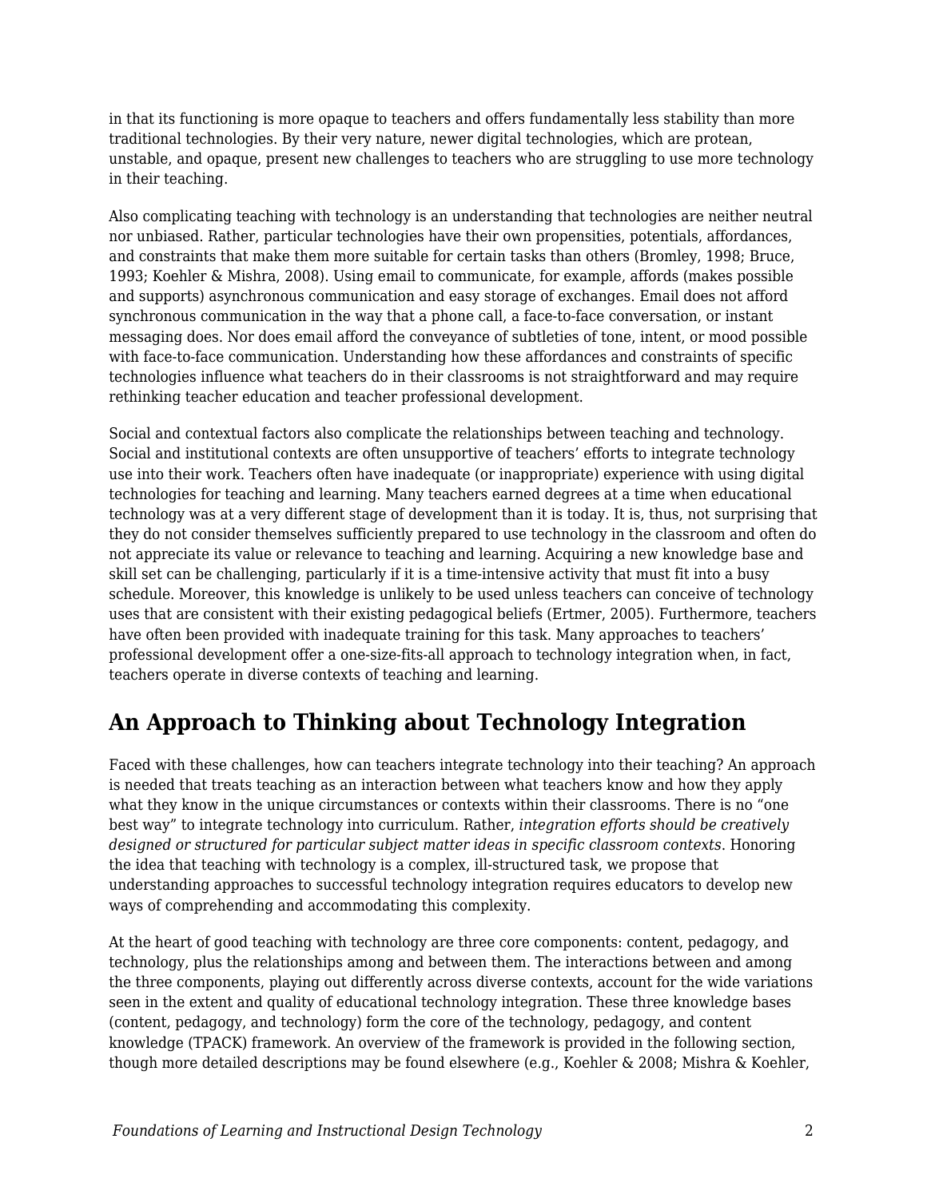in that its functioning is more opaque to teachers and offers fundamentally less stability than more traditional technologies. By their very nature, newer digital technologies, which are protean, unstable, and opaque, present new challenges to teachers who are struggling to use more technology in their teaching.

Also complicating teaching with technology is an understanding that technologies are neither neutral nor unbiased. Rather, particular technologies have their own propensities, potentials, affordances, and constraints that make them more suitable for certain tasks than others (Bromley, 1998; Bruce, 1993; Koehler & Mishra, 2008). Using email to communicate, for example, affords (makes possible and supports) asynchronous communication and easy storage of exchanges. Email does not afford synchronous communication in the way that a phone call, a face-to-face conversation, or instant messaging does. Nor does email afford the conveyance of subtleties of tone, intent, or mood possible with face-to-face communication. Understanding how these affordances and constraints of specific technologies influence what teachers do in their classrooms is not straightforward and may require rethinking teacher education and teacher professional development.

Social and contextual factors also complicate the relationships between teaching and technology. Social and institutional contexts are often unsupportive of teachers' efforts to integrate technology use into their work. Teachers often have inadequate (or inappropriate) experience with using digital technologies for teaching and learning. Many teachers earned degrees at a time when educational technology was at a very different stage of development than it is today. It is, thus, not surprising that they do not consider themselves sufficiently prepared to use technology in the classroom and often do not appreciate its value or relevance to teaching and learning. Acquiring a new knowledge base and skill set can be challenging, particularly if it is a time-intensive activity that must fit into a busy schedule. Moreover, this knowledge is unlikely to be used unless teachers can conceive of technology uses that are consistent with their existing pedagogical beliefs (Ertmer, 2005). Furthermore, teachers have often been provided with inadequate training for this task. Many approaches to teachers' professional development offer a one-size-fits-all approach to technology integration when, in fact, teachers operate in diverse contexts of teaching and learning.

## An Approach to Thinking about Technology Integration

Faced with these challenges, how can teachers integrate technology into their teaching? An approach is needed that treats teaching as an interaction between what teachers know and how they apply what they know in the unique circumstances or contexts within their classrooms. There is no "one best way" to integrate technology into curriculum. Rather, *integration efforts should be creatively designed or structured for particular subject matter ideas in specific classroom contexts*. Honoring the idea that teaching with technology is a complex, ill-structured task, we propose that understanding approaches to successful technology integration requires educators to develop new ways of comprehending and accommodating this complexity.

At the heart of good teaching with technology are three core components: content, pedagogy, and technology, plus the relationships among and between them. The interactions between and among the three components, playing out differently across diverse contexts, account for the wide variations seen in the extent and quality of educational technology integration. These three knowledge bases (content, pedagogy, and technology) form the core of the technology, pedagogy, and content knowledge (TPACK) framework. An overview of the framework is provided in the following section, though more detailed descriptions may be found elsewhere (e.g., Koehler & 2008; Mishra & Koehler,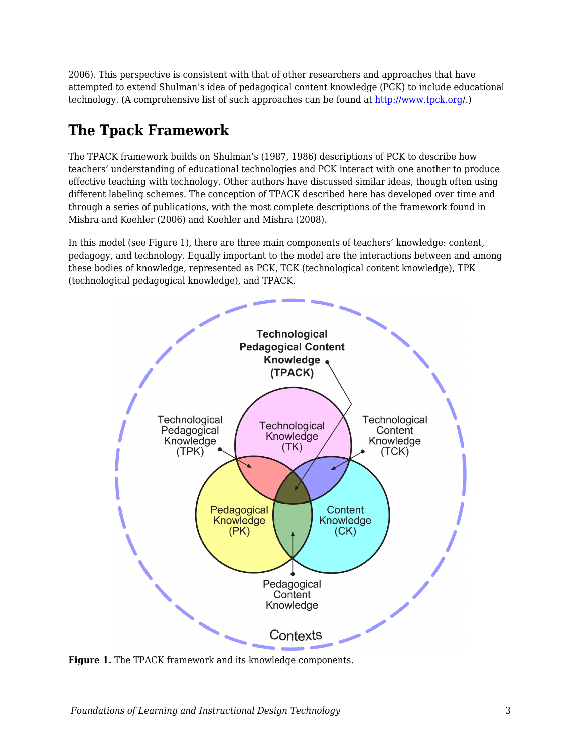2006). This perspective is consistent with that of other researchers and approaches that have attempted to extend Shulman's idea of pedagogical content knowledge (PCK) to include educational technology. (A comprehensive list of such approaches can be found at [http://www.tpck.org](http://www.tpck.org)/.)

## The Tpack Framework

The TPACK framework builds on Shulman's (1987, 1986) descriptions of PCK to describe how teachers' understanding of educational technologies and PCK interact with one another to produce effective teaching with technology. Other authors have discussed similar ideas, though often using different labeling schemes. The conception of TPACK described here has developed over time and through a series of publications, with the most complete descriptions of the framework found in Mishra and Koehler (2006) and Koehler and Mishra (2008).

In this model (see Figure 1), there are three main components of teachers' knowledge: content, pedagogy, and technology. Equally important to the model are the interactions between and among these bodies of knowledge, represented as PCK, TCK (technological content knowledge), TPK (technological pedagogical knowledge), and TPACK.

**Figure 1.** The TPACK framework and its knowledge components.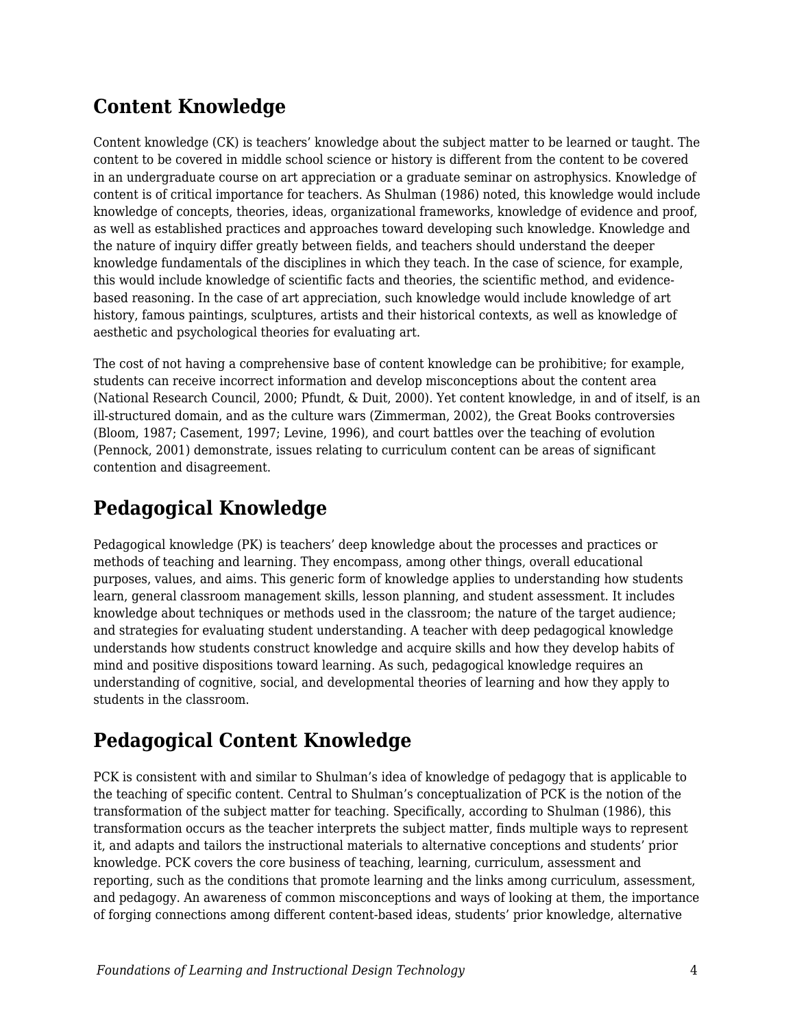## Content Knowledge

Content knowledge (CK) is teachers' knowledge about the subject matter to be learned or taught. The content to be covered in middle school science or history is different from the content to be covered in an undergraduate course on art appreciation or a graduate seminar on astrophysics. Knowledge of content is of critical importance for teachers. As Shulman (1986) noted, this knowledge would include knowledge of concepts, theories, ideas, organizational frameworks, knowledge of evidence and proof, as well as established practices and approaches toward developing such knowledge. Knowledge and the nature of inquiry differ greatly between fields, and teachers should understand the deeper knowledge fundamentals of the disciplines in which they teach. In the case of science, for example, this would include knowledge of scientific facts and theories, the scientific method, and evidence-based reasoning. In the case of art appreciation, such knowledge would include knowledge of art history, famous paintings, sculptures, artists and their historical contexts, as well as knowledge of aesthetic and psychological theories for evaluating art.

The cost of not having a comprehensive base of content knowledge can be prohibitive; for example, students can receive incorrect information and develop misconceptions about the content area (National Research Council, 2000; Pfundt, & Duit, 2000). Yet content knowledge, in and of itself, is an ill-structured domain, and as the culture wars (Zimmerman, 2002), the Great Books controversies (Bloom, 1987; Casement, 1997; Levine, 1996), and court battles over the teaching of evolution (Pennock, 2001) demonstrate, issues relating to curriculum content can be areas of significant contention and disagreement.

## Pedagogical Knowledge

Pedagogical knowledge (PK) is teachers' deep knowledge about the processes and practices or methods of teaching and learning. They encompass, among other things, overall educational purposes, values, and aims. This generic form of knowledge applies to understanding how students learn, general classroom management skills, lesson planning, and student assessment. It includes knowledge about techniques or methods used in the classroom; the nature of the target audience; and strategies for evaluating student understanding. A teacher with deep pedagogical knowledge understands how students construct knowledge and acquire skills and how they develop habits of mind and positive dispositions toward learning. As such, pedagogical knowledge requires an understanding of cognitive, social, and developmental theories of learning and how they apply to students in the classroom.

## Pedagogical Content Knowledge

PCK is consistent with and similar to Shulman's idea of knowledge of pedagogy that is applicable to the teaching of specific content. Central to Shulman's conceptualization of PCK is the notion of the transformation of the subject matter for teaching. Specifically, according to Shulman (1986), this transformation occurs as the teacher interprets the subject matter, finds multiple ways to represent it, and adapts and tailors the instructional materials to alternative conceptions and students' prior knowledge. PCK covers the core business of teaching, learning, curriculum, assessment and reporting, such as the conditions that promote learning and the links among curriculum, assessment, and pedagogy. An awareness of common misconceptions and ways of looking at them, the importance of forging connections among different content-based ideas, students' prior knowledge, alternative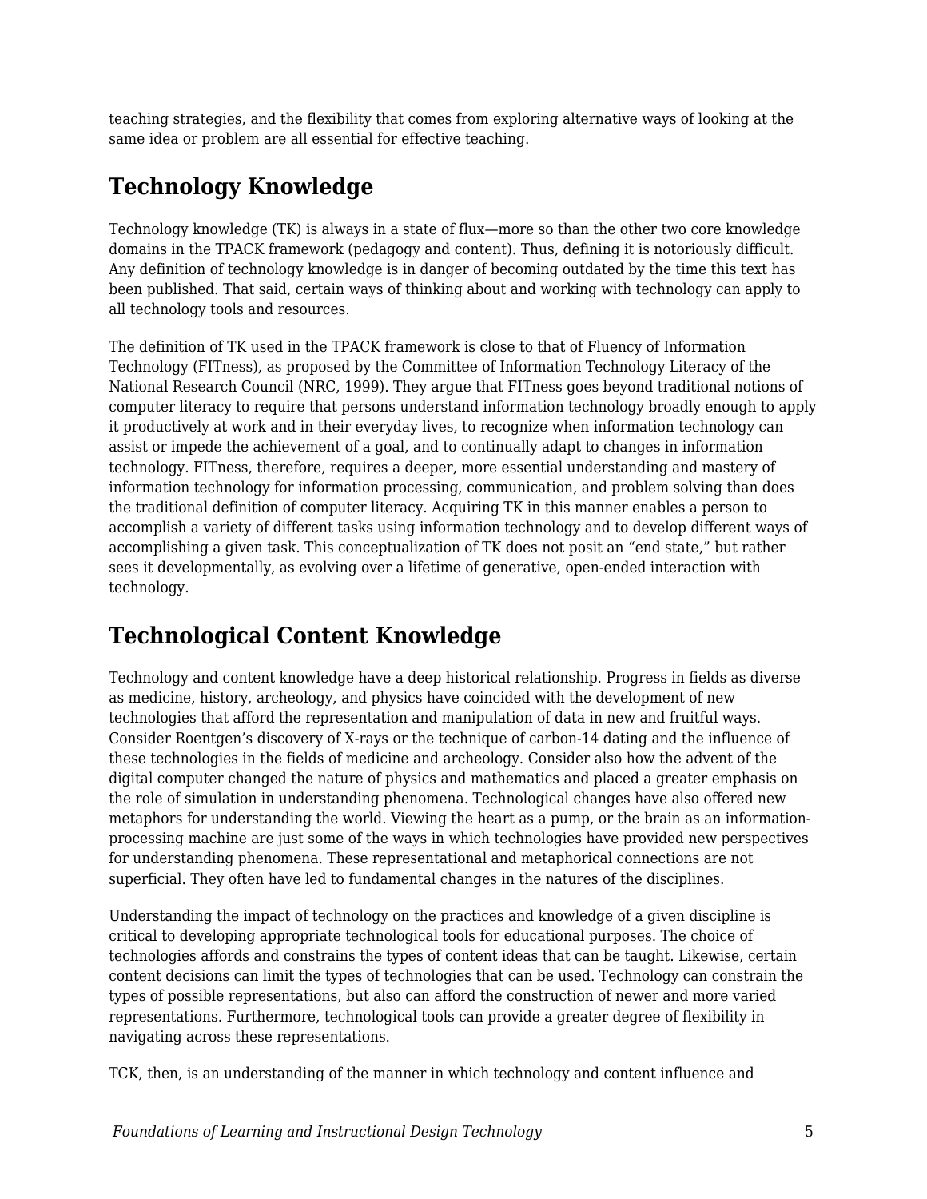teaching strategies, and the flexibility that comes from exploring alternative ways of looking at the same idea or problem are all essential for effective teaching.

## Technology Knowledge

Technology knowledge (TK) is always in a state of flux—more so than the other two core knowledge domains in the TPACK framework (pedagogy and content). Thus, defining it is notoriously difficult. Any definition of technology knowledge is in danger of becoming outdated by the time this text has been published. That said, certain ways of thinking about and working with technology can apply to all technology tools and resources.

The definition of TK used in the TPACK framework is close to that of Fluency of Information Technology (FITness), as proposed by the Committee of Information Technology Literacy of the National Research Council (NRC, 1999). They argue that FITness goes beyond traditional notions of computer literacy to require that persons understand information technology broadly enough to apply it productively at work and in their everyday lives, to recognize when information technology can assist or impede the achievement of a goal, and to continually adapt to changes in information technology. FITness, therefore, requires a deeper, more essential understanding and mastery of information technology for information processing, communication, and problem solving than does the traditional definition of computer literacy. Acquiring TK in this manner enables a person to accomplish a variety of different tasks using information technology and to develop different ways of accomplishing a given task. This conceptualization of TK does not posit an "end state," but rather sees it developmentally, as evolving over a lifetime of generative, open-ended interaction with technology.

## Technological Content Knowledge

Technology and content knowledge have a deep historical relationship. Progress in fields as diverse as medicine, history, archeology, and physics have coincided with the development of new technologies that afford the representation and manipulation of data in new and fruitful ways. Consider Roentgen's discovery of X-rays or the technique of carbon-14 dating and the influence of these technologies in the fields of medicine and archeology. Consider also how the advent of the digital computer changed the nature of physics and mathematics and placed a greater emphasis on the role of simulation in understanding phenomena. Technological changes have also offered new metaphors for understanding the world. Viewing the heart as a pump, or the brain as an information-processing machine are just some of the ways in which technologies have provided new perspectives for understanding phenomena. These representational and metaphorical connections are not superficial. They often have led to fundamental changes in the natures of the disciplines.

Understanding the impact of technology on the practices and knowledge of a given discipline is critical to developing appropriate technological tools for educational purposes. The choice of technologies affords and constrains the types of content ideas that can be taught. Likewise, certain content decisions can limit the types of technologies that can be used. Technology can constrain the types of possible representations, but also can afford the construction of newer and more varied representations. Furthermore, technological tools can provide a greater degree of flexibility in navigating across these representations.

TCK, then, is an understanding of the manner in which technology and content influence and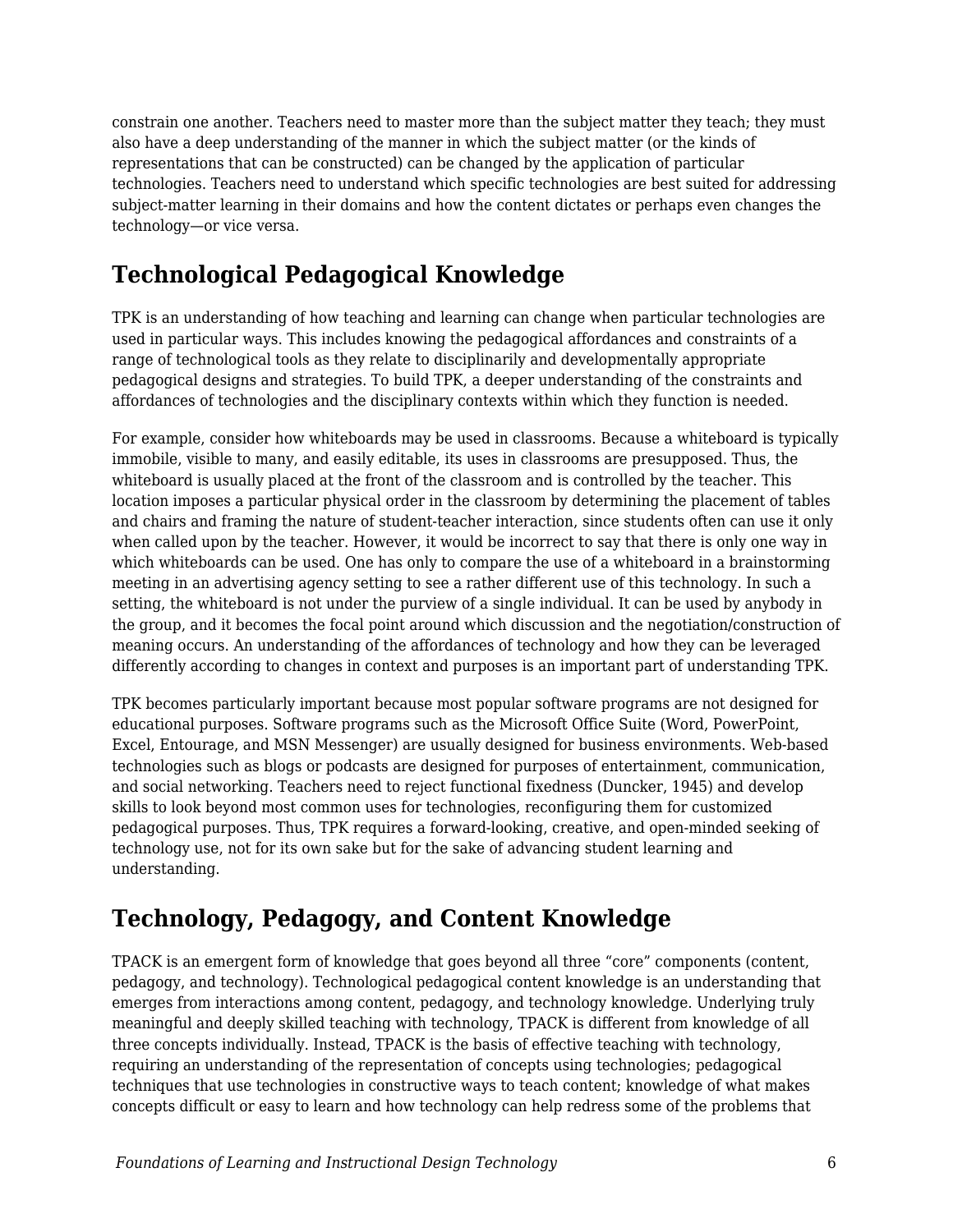constrain one another. Teachers need to master more than the subject matter they teach; they must also have a deep understanding of the manner in which the subject matter (or the kinds of representations that can be constructed) can be changed by the application of particular technologies. Teachers need to understand which specific technologies are best suited for addressing subject-matter learning in their domains and how the content dictates or perhaps even changes the technology—or vice versa.

## Technological Pedagogical Knowledge

TPK is an understanding of how teaching and learning can change when particular technologies are used in particular ways. This includes knowing the pedagogical affordances and constraints of a range of technological tools as they relate to disciplinarily and developmentally appropriate pedagogical designs and strategies. To build TPK, a deeper understanding of the constraints and affordances of technologies and the disciplinary contexts within which they function is needed.

For example, consider how whiteboards may be used in classrooms. Because a whiteboard is typically immobile, visible to many, and easily editable, its uses in classrooms are presupposed. Thus, the whiteboard is usually placed at the front of the classroom and is controlled by the teacher. This location imposes a particular physical order in the classroom by determining the placement of tables and chairs and framing the nature of student-teacher interaction, since students often can use it only when called upon by the teacher. However, it would be incorrect to say that there is only one way in which whiteboards can be used. One has only to compare the use of a whiteboard in a brainstorming meeting in an advertising agency setting to see a rather different use of this technology. In such a setting, the whiteboard is not under the purview of a single individual. It can be used by anybody in the group, and it becomes the focal point around which discussion and the negotiation/construction of meaning occurs. An understanding of the affordances of technology and how they can be leveraged differently according to changes in context and purposes is an important part of understanding TPK.

TPK becomes particularly important because most popular software programs are not designed for educational purposes. Software programs such as the Microsoft Office Suite (Word, PowerPoint, Excel, Entourage, and MSN Messenger) are usually designed for business environments. Web-based technologies such as blogs or podcasts are designed for purposes of entertainment, communication, and social networking. Teachers need to reject functional fixedness (Duncker, 1945) and develop skills to look beyond most common uses for technologies, reconfiguring them for customized pedagogical purposes. Thus, TPK requires a forward-looking, creative, and open-minded seeking of technology use, not for its own sake but for the sake of advancing student learning and understanding.

## Technology, Pedagogy, and Content Knowledge

TPACK is an emergent form of knowledge that goes beyond all three "core" components (content, pedagogy, and technology). Technological pedagogical content knowledge is an understanding that emerges from interactions among content, pedagogy, and technology knowledge. Underlying truly meaningful and deeply skilled teaching with technology, TPACK is different from knowledge of all three concepts individually. Instead, TPACK is the basis of effective teaching with technology, requiring an understanding of the representation of concepts using technologies; pedagogical techniques that use technologies in constructive ways to teach content; knowledge of what makes concepts difficult or easy to learn and how technology can help redress some of the problems that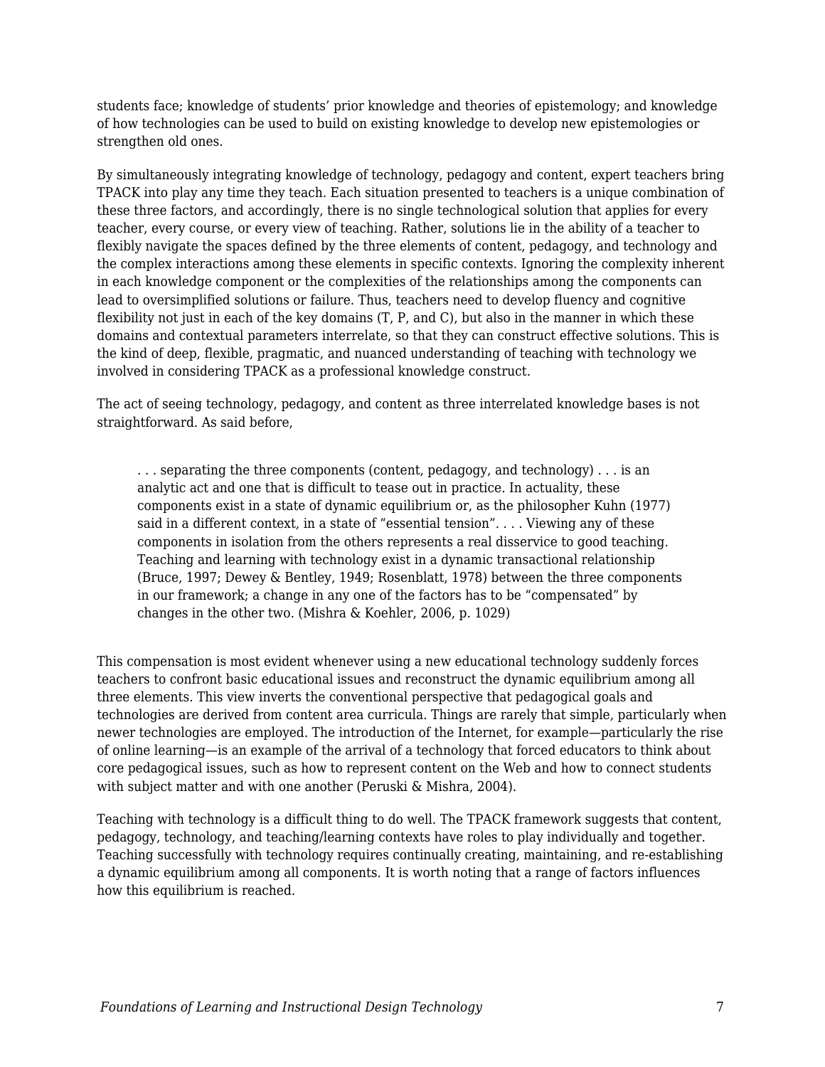students face; knowledge of students' prior knowledge and theories of epistemology; and knowledge of how technologies can be used to build on existing knowledge to develop new epistemologies or strengthen old ones.

By simultaneously integrating knowledge of technology, pedagogy and content, expert teachers bring TPACK into play any time they teach. Each situation presented to teachers is a unique combination of these three factors, and accordingly, there is no single technological solution that applies for every teacher, every course, or every view of teaching. Rather, solutions lie in the ability of a teacher to flexibly navigate the spaces defined by the three elements of content, pedagogy, and technology and the complex interactions among these elements in specific contexts. Ignoring the complexity inherent in each knowledge component or the complexities of the relationships among the components can lead to oversimplified solutions or failure. Thus, teachers need to develop fluency and cognitive flexibility not just in each of the key domains (T, P, and C), but also in the manner in which these domains and contextual parameters interrelate, so that they can construct effective solutions. This is the kind of deep, flexible, pragmatic, and nuanced understanding of teaching with technology we involved in considering TPACK as a professional knowledge construct.

The act of seeing technology, pedagogy, and content as three interrelated knowledge bases is not straightforward. As said before,

> . . . separating the three components (content, pedagogy, and technology) . . . is an analytic act and one that is difficult to tease out in practice. In actuality, these components exist in a state of dynamic equilibrium or, as the philosopher Kuhn (1977) said in a different context, in a state of "essential tension". . . . Viewing any of these components in isolation from the others represents a real disservice to good teaching. Teaching and learning with technology exist in a dynamic transactional relationship (Bruce, 1997; Dewey & Bentley, 1949; Rosenblatt, 1978) between the three components in our framework; a change in any one of the factors has to be "compensated" by changes in the other two. (Mishra & Koehler, 2006, p. 1029)

This compensation is most evident whenever using a new educational technology suddenly forces teachers to confront basic educational issues and reconstruct the dynamic equilibrium among all three elements. This view inverts the conventional perspective that pedagogical goals and technologies are derived from content area curricula. Things are rarely that simple, particularly when newer technologies are employed. The introduction of the Internet, for example—particularly the rise of online learning—is an example of the arrival of a technology that forced educators to think about core pedagogical issues, such as how to represent content on the Web and how to connect students with subject matter and with one another (Peruski & Mishra, 2004).

Teaching with technology is a difficult thing to do well. The TPACK framework suggests that content, pedagogy, technology, and teaching/learning contexts have roles to play individually and together. Teaching successfully with technology requires continually creating, maintaining, and re-establishing a dynamic equilibrium among all components. It is worth noting that a range of factors influences how this equilibrium is reached.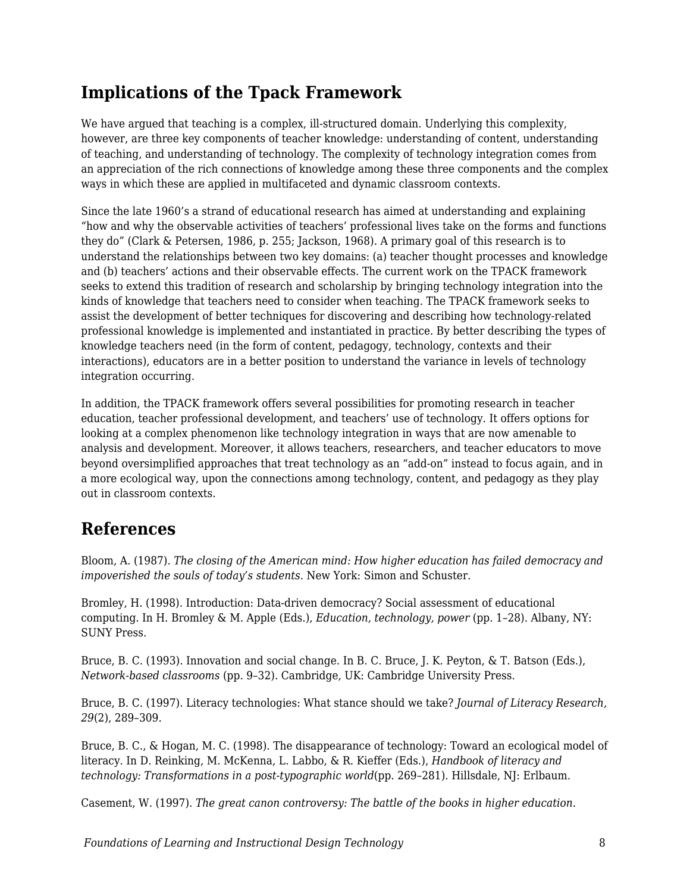## Implications of the Tpack Framework

We have argued that teaching is a complex, ill-structured domain. Underlying this complexity, however, are three key components of teacher knowledge: understanding of content, understanding of teaching, and understanding of technology. The complexity of technology integration comes from an appreciation of the rich connections of knowledge among these three components and the complex ways in which these are applied in multifaceted and dynamic classroom contexts.

Since the late 1960's a strand of educational research has aimed at understanding and explaining "how and why the observable activities of teachers' professional lives take on the forms and functions they do" (Clark & Petersen, 1986, p. 255; Jackson, 1968). A primary goal of this research is to understand the relationships between two key domains: (a) teacher thought processes and knowledge and (b) teachers' actions and their observable effects. The current work on the TPACK framework seeks to extend this tradition of research and scholarship by bringing technology integration into the kinds of knowledge that teachers need to consider when teaching. The TPACK framework seeks to assist the development of better techniques for discovering and describing how technology-related professional knowledge is implemented and instantiated in practice. By better describing the types of knowledge teachers need (in the form of content, pedagogy, technology, contexts and their interactions), educators are in a better position to understand the variance in levels of technology integration occurring.

In addition, the TPACK framework offers several possibilities for promoting research in teacher education, teacher professional development, and teachers' use of technology. It offers options for looking at a complex phenomenon like technology integration in ways that are now amenable to analysis and development. Moreover, it allows teachers, researchers, and teacher educators to move beyond oversimplified approaches that treat technology as an "add-on" instead to focus again, and in a more ecological way, upon the connections among technology, content, and pedagogy as they play out in classroom contexts.

## References

Bloom, A. (1987). *The closing of the American mind: How higher education has failed democracy and impoverished the souls of today's students*. New York: Simon and Schuster.

Bromley, H. (1998). Introduction: Data-driven democracy? Social assessment of educational computing. In H. Bromley & M. Apple (Eds.), *Education, technology, power* (pp. 1–28). Albany, NY: SUNY Press.

Bruce, B. C. (1993). Innovation and social change. In B. C. Bruce, J. K. Peyton, & T. Batson (Eds.), *Network-based classrooms* (pp. 9–32). Cambridge, UK: Cambridge University Press.

Bruce, B. C. (1997). Literacy technologies: What stance should we take? *Journal of Literacy Research, 29*(2), 289–309.

Bruce, B. C., & Hogan, M. C. (1998). The disappearance of technology: Toward an ecological model of literacy. In D. Reinking, M. McKenna, L. Labbo, & R. Kieffer (Eds.), *Handbook of literacy and technology: Transformations in a post-typographic world*(pp. 269–281). Hillsdale, NJ: Erlbaum.

Casement, W. (1997). *The great canon controversy: The battle of the books in higher education.*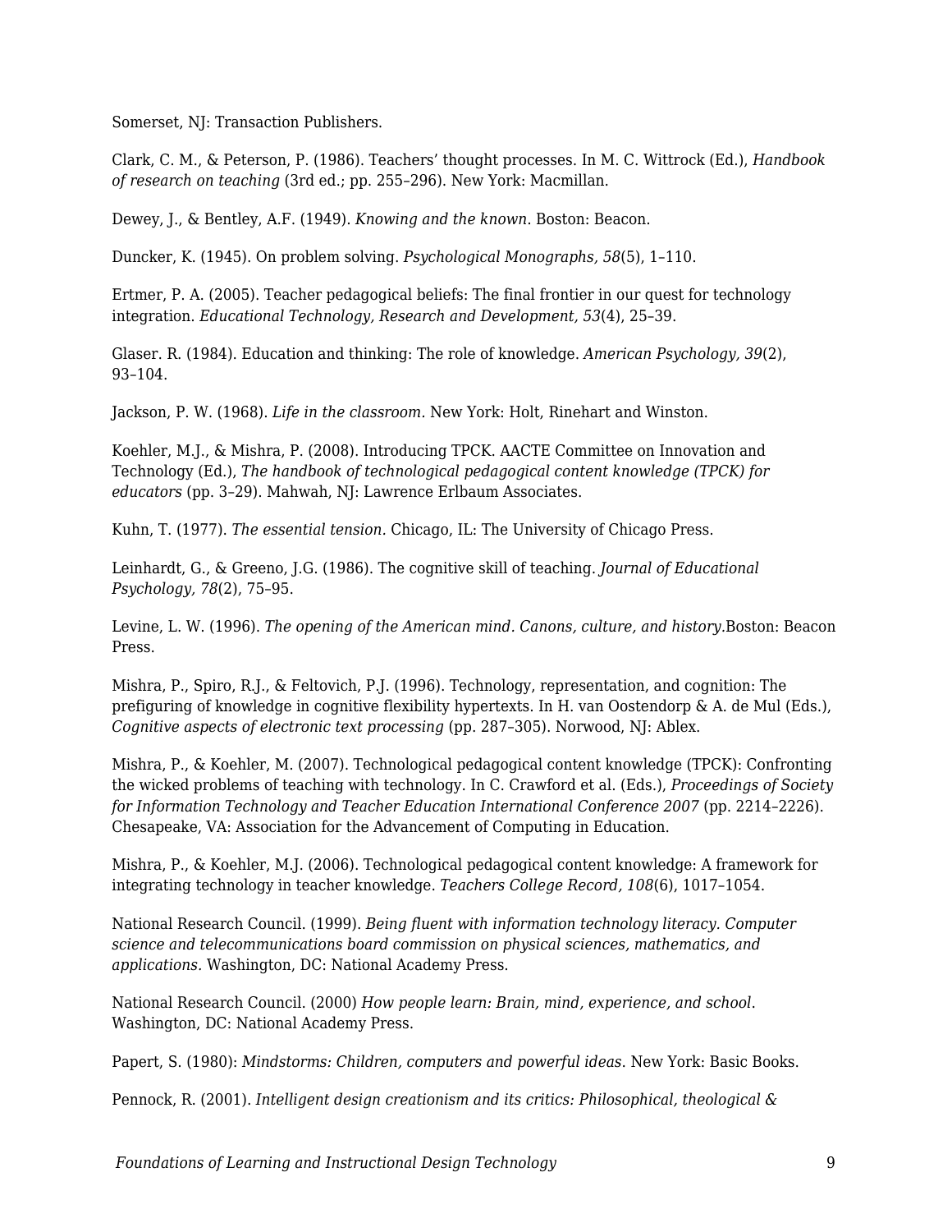Somerset, NJ: Transaction Publishers.

Clark, C. M., & Peterson, P. (1986). Teachers' thought processes. In M. C. Wittrock (Ed.), *Handbook of research on teaching* (3rd ed.; pp. 255–296). New York: Macmillan.

Dewey, J., & Bentley, A.F. (1949). *Knowing and the known.* Boston: Beacon.

Duncker, K. (1945). On problem solving. *Psychological Monographs, 58*(5), 1–110.

Ertmer, P. A. (2005). Teacher pedagogical beliefs: The final frontier in our quest for technology integration. *Educational Technology, Research and Development, 53*(4), 25–39.

Glaser. R. (1984). Education and thinking: The role of knowledge. *American Psychology, 39*(2), 93–104.

Jackson, P. W. (1968). *Life in the classroom.* New York: Holt, Rinehart and Winston.

Koehler, M.J., & Mishra, P. (2008). Introducing TPCK. AACTE Committee on Innovation and Technology (Ed.), *The handbook of technological pedagogical content knowledge (TPCK) for educators* (pp. 3–29). Mahwah, NJ: Lawrence Erlbaum Associates.

Kuhn, T. (1977). *The essential tension.* Chicago, IL: The University of Chicago Press.

Leinhardt, G., & Greeno, J.G. (1986). The cognitive skill of teaching. *Journal of Educational Psychology, 78*(2), 75–95.

Levine, L. W. (1996). *The opening of the American mind. Canons, culture, and history.*Boston: Beacon Press.

Mishra, P., Spiro, R.J., & Feltovich, P.J. (1996). Technology, representation, and cognition: The prefiguring of knowledge in cognitive flexibility hypertexts. In H. van Oostendorp & A. de Mul (Eds.), *Cognitive aspects of electronic text processing* (pp. 287–305). Norwood, NJ: Ablex.

Mishra, P., & Koehler, M. (2007). Technological pedagogical content knowledge (TPCK): Confronting the wicked problems of teaching with technology. In C. Crawford et al. (Eds.), *Proceedings of Society for Information Technology and Teacher Education International Conference 2007* (pp. 2214–2226). Chesapeake, VA: Association for the Advancement of Computing in Education.

Mishra, P., & Koehler, M.J. (2006). Technological pedagogical content knowledge: A framework for integrating technology in teacher knowledge. *Teachers College Record, 108*(6), 1017–1054.

National Research Council. (1999). *Being fluent with information technology literacy. Computer science and telecommunications board commission on physical sciences, mathematics, and applications.* Washington, DC: National Academy Press.

National Research Council. (2000) *How people learn: Brain, mind, experience, and school.* Washington, DC: National Academy Press.

Papert, S. (1980): *Mindstorms: Children, computers and powerful ideas.* New York: Basic Books.

Pennock, R. (2001). *Intelligent design creationism and its critics: Philosophical, theological &*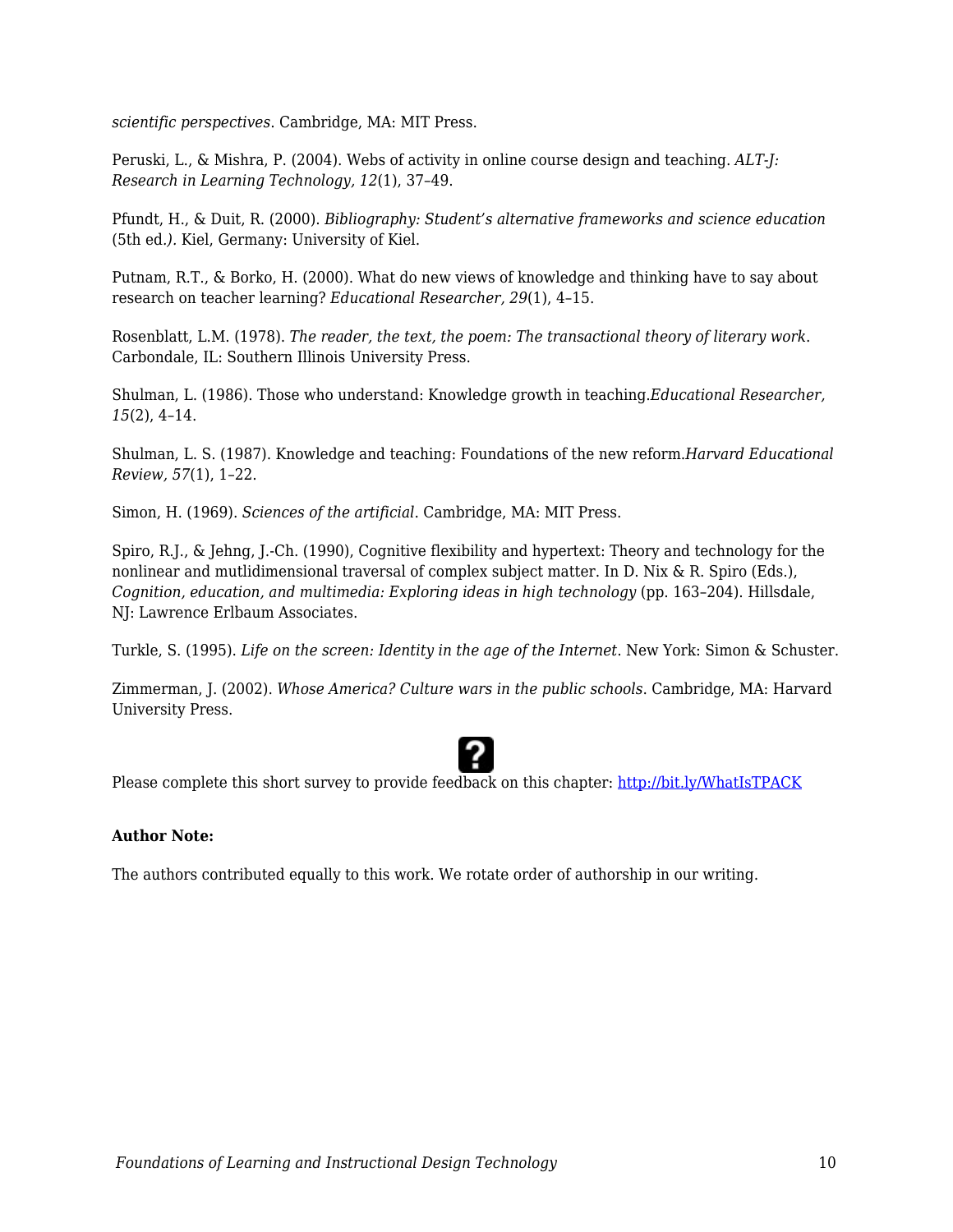*scientific perspectives*. Cambridge, MA: MIT Press.

Peruski, L., & Mishra, P. (2004). Webs of activity in online course design and teaching. *ALT-J: Research in Learning Technology, 12*(1), 37–49.

Pfundt, H., & Duit, R. (2000). *Bibliography: Student's alternative frameworks and science education* (5th ed*.).* Kiel, Germany: University of Kiel.

Putnam, R.T., & Borko, H. (2000). What do new views of knowledge and thinking have to say about research on teacher learning? *Educational Researcher, 29*(1), 4–15.

Rosenblatt, L.M. (1978). *The reader, the text, the poem: The transactional theory of literary work.* Carbondale, IL: Southern Illinois University Press.

Shulman, L. (1986). Those who understand: Knowledge growth in teaching.*Educational Researcher, 15*(2), 4–14.

Shulman, L. S. (1987). Knowledge and teaching: Foundations of the new reform.*Harvard Educational Review, 57*(1), 1–22.

Simon, H. (1969). *Sciences of the artificial*. Cambridge, MA: MIT Press.

Spiro, R.J., & Jehng, J.-Ch. (1990), Cognitive flexibility and hypertext: Theory and technology for the nonlinear and mutlidimensional traversal of complex subject matter. In D. Nix & R. Spiro (Eds.), *Cognition, education, and multimedia: Exploring ideas in high technology* (pp. 163–204). Hillsdale, NJ: Lawrence Erlbaum Associates.

Turkle, S. (1995). *Life on the screen: Identity in the age of the Internet*. New York: Simon & Schuster.

Zimmerman, J. (2002). *Whose America? Culture wars in the public schools*. Cambridge, MA: Harvard University Press.

Please complete this short survey to provide feedback on this chapter: http://bit.ly/WhatIsTPACK

**Author Note:**

The authors contributed equally to this work. We rotate order of authorship in our writing.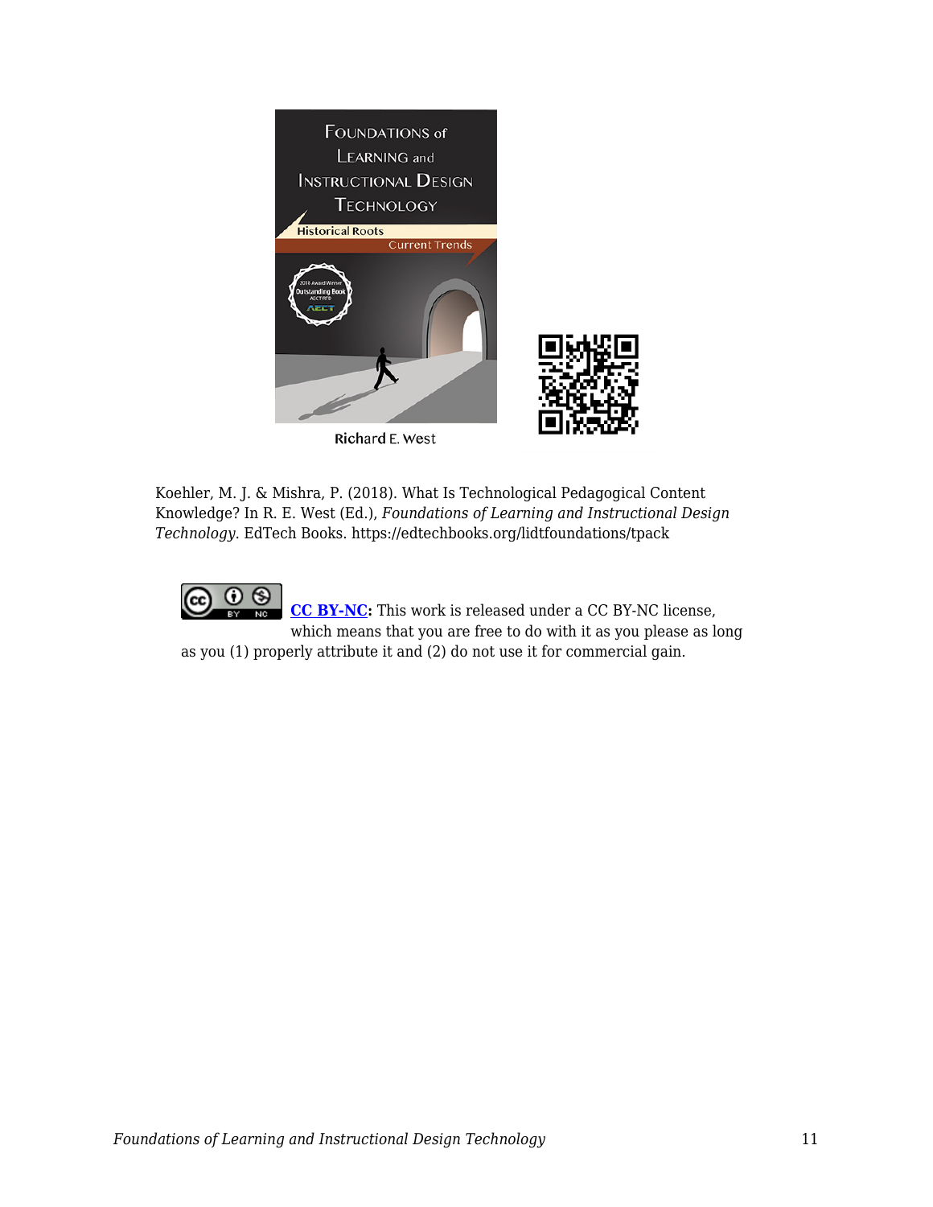Koehler, M. J. & Mishra, P. (2018). What Is Technological Pedagogical Content Knowledge? In R. E. West (Ed.), *Foundations of Learning and Instructional Design Technology*. EdTech Books. https://edtechbooks.org/lidtfoundations/tpack

**CC BY-NC:** This work is released under a CC BY-NC license, which means that you are free to do with it as you please as long as you (1) properly attribute it and (2) do not use it for commercial gain.